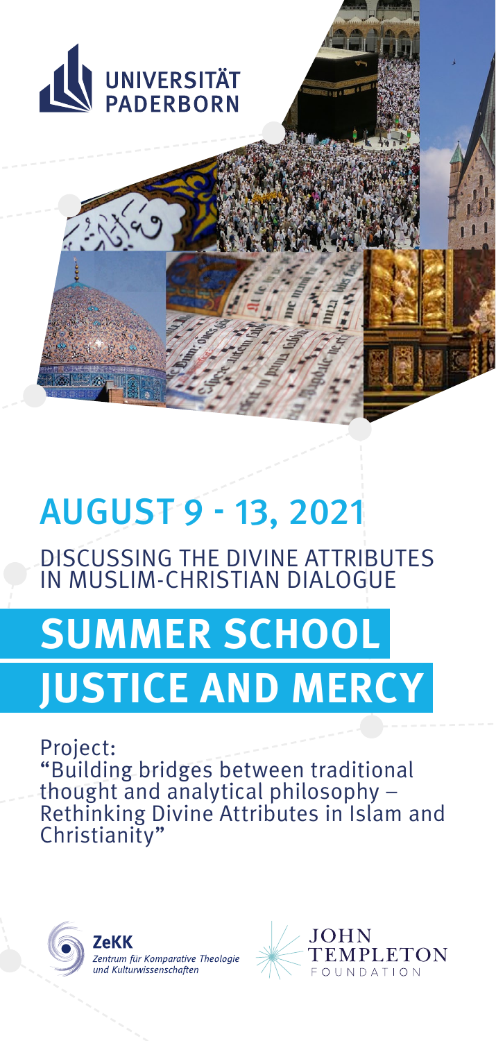UNIVERSITÄT PADERBORN

## AUGUST 9 - 13, 2021

DISCUSSING THE DIVINE ATTRIBUTES IN MUSLIM-CHRISTIAN DIALOGUE

# SUMMER SCHOOL JUSTICE AND MERCY

Project:
"Building bridges between traditional thought and analytical philosophy – Rethinking Divine Attributes in Islam and Christianity"

**ZeKK**
*Zentrum für Komparative Theologie und Kulturwissenschaften*

JOHN TEMPLETON FOUNDATION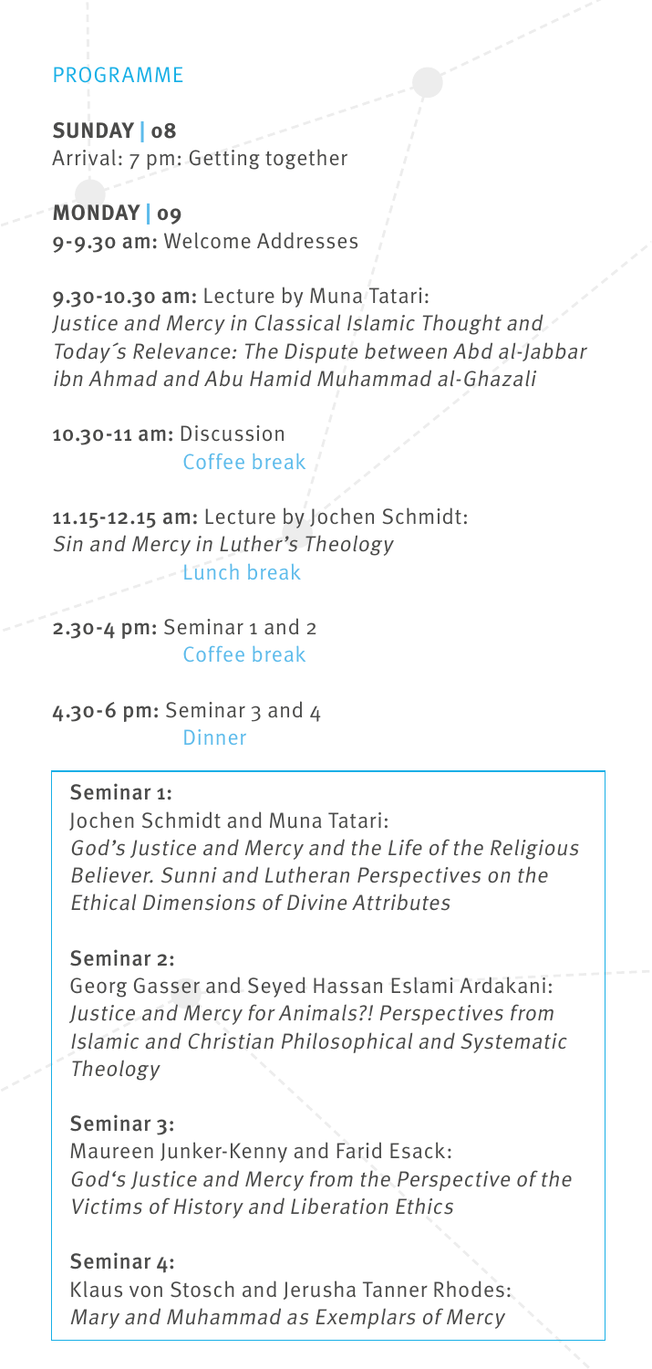## PROGRAMME

**SUNDAY | 08**
Arrival: 7 pm: Getting together

**MONDAY | 09**
**9-9.30 am:** Welcome Addresses

**9.30-10.30 am:** Lecture by Muna Tatari:
*Justice and Mercy in Classical Islamic Thought and Today´s Relevance: The Dispute between Abd al-Jabbar ibn Ahmad and Abu Hamid Muhammad al-Ghazali*

**10.30-11 am:** Discussion
Coffee break

**11.15-12.15 am:** Lecture by Jochen Schmidt:
*Sin and Mercy in Luther's Theology*
Lunch break

**2.30-4 pm:** Seminar 1 and 2
Coffee break

**4.30-6 pm:** Seminar 3 and 4
Dinner

**Seminar 1:**
Jochen Schmidt and Muna Tatari:
*God's Justice and Mercy and the Life of the Religious Believer. Sunni and Lutheran Perspectives on the Ethical Dimensions of Divine Attributes*

**Seminar 2:**
Georg Gasser and Seyed Hassan Eslami Ardakani:
*Justice and Mercy for Animals?! Perspectives from Islamic and Christian Philosophical and Systematic Theology*

**Seminar 3:**
Maureen Junker-Kenny and Farid Esack:
*God's Justice and Mercy from the Perspective of the Victims of History and Liberation Ethics*

**Seminar 4:**
Klaus von Stosch and Jerusha Tanner Rhodes:
*Mary and Muhammad as Exemplars of Mercy*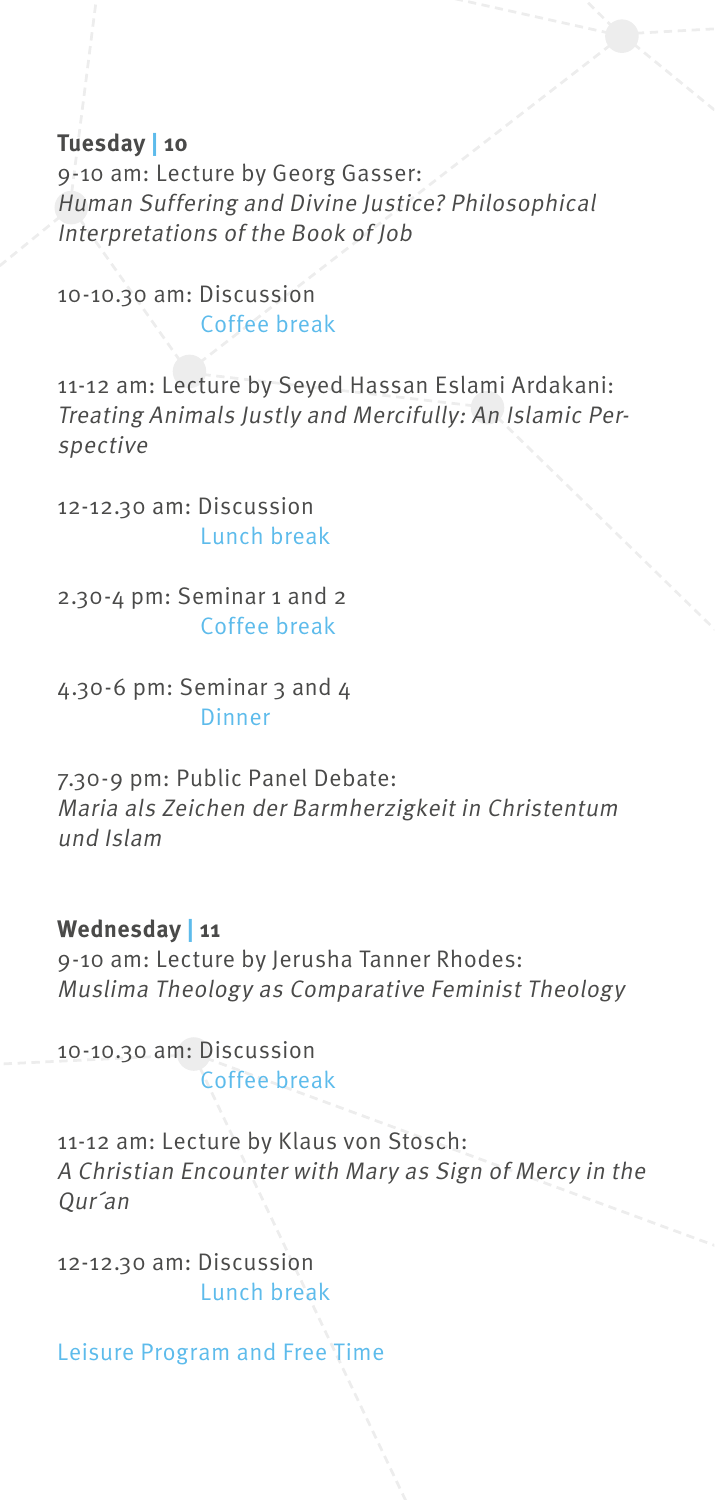**Tuesday | 10**

9-10 am: Lecture by Georg Gasser:
*Human Suffering and Divine Justice? Philosophical Interpretations of the Book of Job*

10-10.30 am: Discussion
Coffee break

11-12 am: Lecture by Seyed Hassan Eslami Ardakani:
*Treating Animals Justly and Mercifully: An Islamic Perspective*

12-12.30 am: Discussion
Lunch break

2.30-4 pm: Seminar 1 and 2
Coffee break

4.30-6 pm: Seminar 3 and 4
Dinner

7.30-9 pm: Public Panel Debate:
*Maria als Zeichen der Barmherzigkeit in Christentum und Islam*

**Wednesday | 11**

9-10 am: Lecture by Jerusha Tanner Rhodes:
*Muslima Theology as Comparative Feminist Theology*

10-10.30 am: Discussion
Coffee break

11-12 am: Lecture by Klaus von Stosch:
*A Christian Encounter with Mary as Sign of Mercy in the Qur´an*

12-12.30 am: Discussion
Lunch break

Leisure Program and Free Time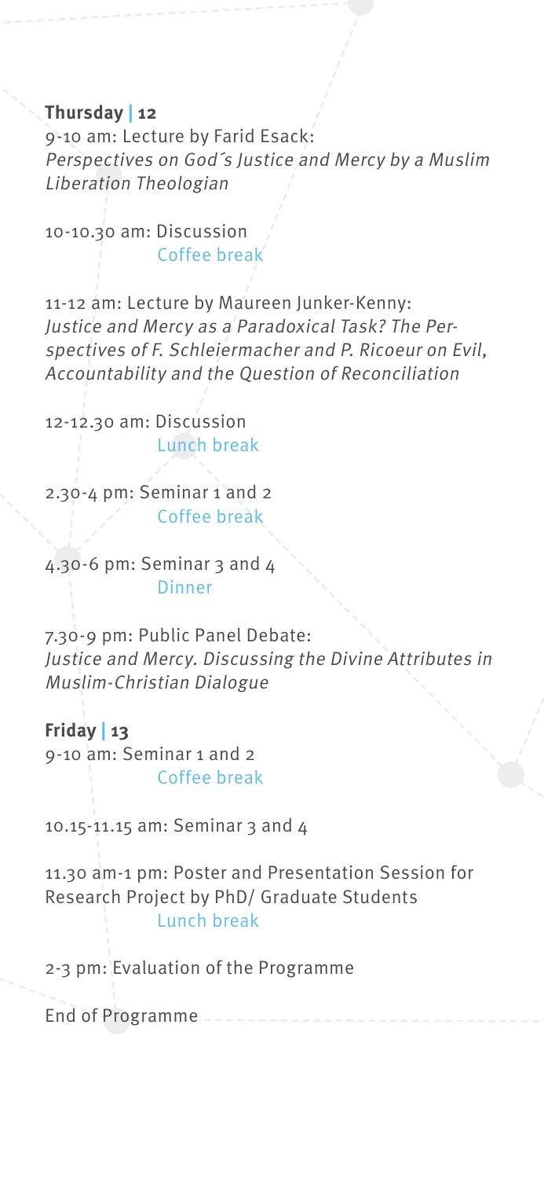**Thursday | 12**

9-10 am: Lecture by Farid Esack:
*Perspectives on God´s Justice and Mercy by a Muslim Liberation Theologian*

10-10.30 am: Discussion
Coffee break

11-12 am: Lecture by Maureen Junker-Kenny:
*Justice and Mercy as a Paradoxical Task? The Perspectives of F. Schleiermacher and P. Ricoeur on Evil, Accountability and the Question of Reconciliation*

12-12.30 am: Discussion
Lunch break

2.30-4 pm: Seminar 1 and 2
Coffee break

4.30-6 pm: Seminar 3 and 4
Dinner

7.30-9 pm: Public Panel Debate:
*Justice and Mercy. Discussing the Divine Attributes in Muslim-Christian Dialogue*

**Friday | 13**

9-10 am: Seminar 1 and 2
Coffee break

10.15-11.15 am: Seminar 3 and 4

11.30 am-1 pm: Poster and Presentation Session for Research Project by PhD/ Graduate Students
Lunch break

2-3 pm: Evaluation of the Programme

End of Programme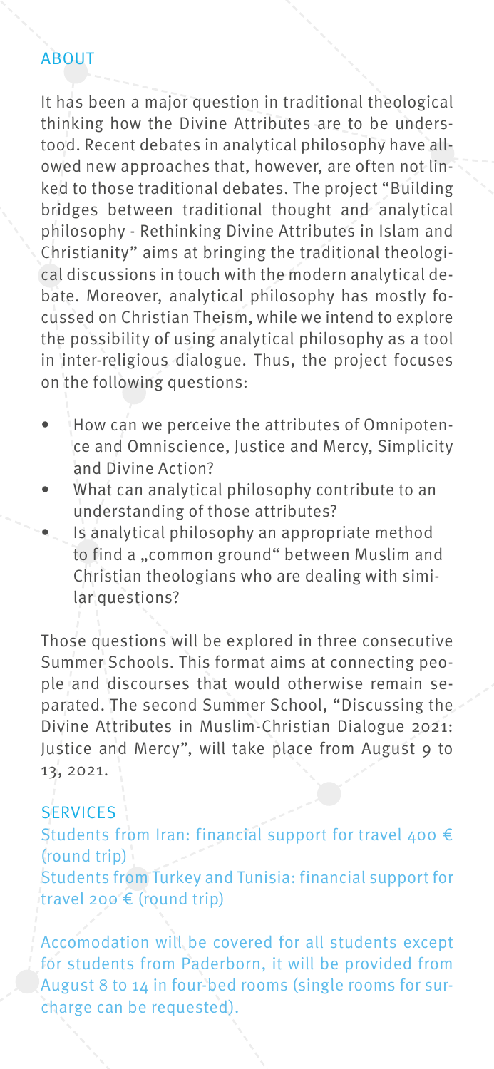## ABOUT

It has been a major question in traditional theological thinking how the Divine Attributes are to be understood. Recent debates in analytical philosophy have allowed new approaches that, however, are often not linked to those traditional debates. The project "Building bridges between traditional thought and analytical philosophy - Rethinking Divine Attributes in Islam and Christianity" aims at bringing the traditional theological discussions in touch with the modern analytical debate. Moreover, analytical philosophy has mostly focussed on Christian Theism, while we intend to explore the possibility of using analytical philosophy as a tool in inter-religious dialogue. Thus, the project focuses on the following questions:

- How can we perceive the attributes of Omnipotence and Omniscience, Justice and Mercy, Simplicity and Divine Action?
- What can analytical philosophy contribute to an understanding of those attributes?
- Is analytical philosophy an appropriate method to find a „common ground" between Muslim and Christian theologians who are dealing with similar questions?

Those questions will be explored in three consecutive Summer Schools. This format aims at connecting people and discourses that would otherwise remain separated. The second Summer School, "Discussing the Divine Attributes in Muslim-Christian Dialogue 2021: Justice and Mercy", will take place from August 9 to 13, 2021.

## SERVICES

Students from Iran: financial support for travel 400 € (round trip)
Students from Turkey and Tunisia: financial support for travel 200 € (round trip)

Accomodation will be covered for all students except for students from Paderborn, it will be provided from August 8 to 14 in four-bed rooms (single rooms for surcharge can be requested).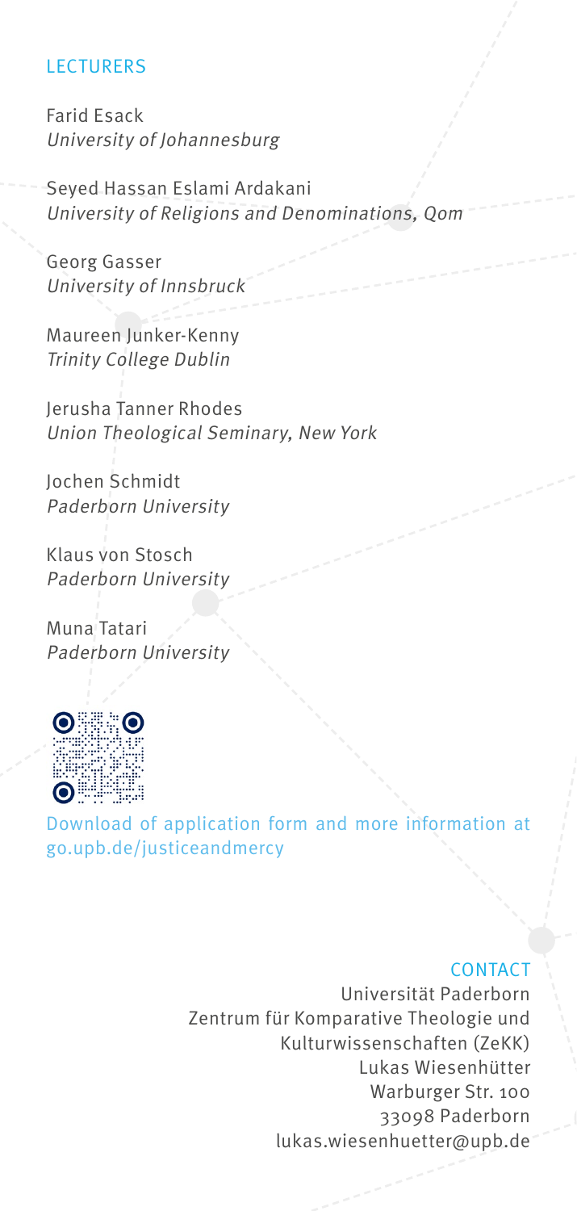## LECTURERS

Farid Esack
*University of Johannesburg*

Seyed Hassan Eslami Ardakani
*University of Religions and Denominations, Qom*

Georg Gasser
*University of Innsbruck*

Maureen Junker-Kenny
*Trinity College Dublin*

Jerusha Tanner Rhodes
*Union Theological Seminary, New York*

Jochen Schmidt
*Paderborn University*

Klaus von Stosch
*Paderborn University*

Muna Tatari
*Paderborn University*

Download of application form and more information at go.upb.de/justiceandmercy

## CONTACT

Universität Paderborn
Zentrum für Komparative Theologie und Kulturwissenschaften (ZeKK)
Lukas Wiesenhütter
Warburger Str. 100
33098 Paderborn
lukas.wiesenhuetter@upb.de